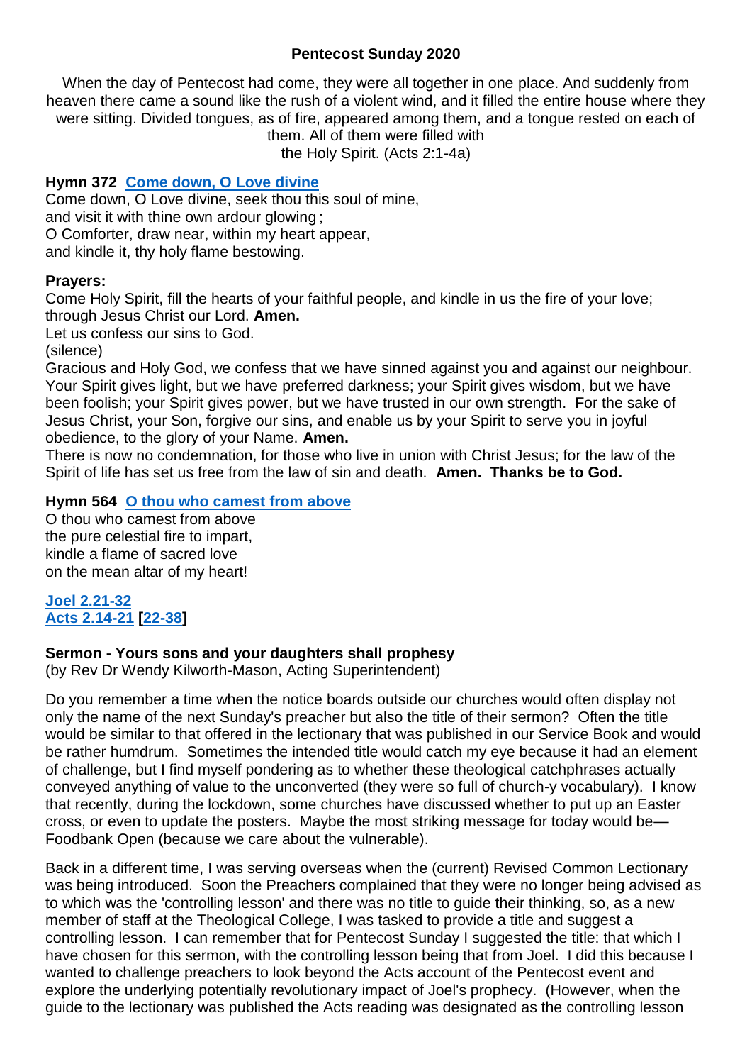# Pentecost Sunday 2020

When the day of Pentecost had come, they were all together in one place. And suddenly from heaven there came a sound like the rush of a violent wind, and it filled the entire house where they were sitting. Divided tongues, as of fire, appeared among them, and a tongue rested on each of them. All of them were filled with the Holy Spirit. (Acts 2:1-4a)

**Hymn 372 Come down, O Love divine**

Come down, O Love divine, seek thou this soul of mine,
and visit it with thine own ardour glowing ;
O Comforter, draw near, within my heart appear,
and kindle it, thy holy flame bestowing.

**Prayers:**

Come Holy Spirit, fill the hearts of your faithful people, and kindle in us the fire of your love; through Jesus Christ our Lord. **Amen.**

Let us confess our sins to God.

(silence)

Gracious and Holy God, we confess that we have sinned against you and against our neighbour. Your Spirit gives light, but we have preferred darkness; your Spirit gives wisdom, but we have been foolish; your Spirit gives power, but we have trusted in our own strength. For the sake of Jesus Christ, your Son, forgive our sins, and enable us by your Spirit to serve you in joyful obedience, to the glory of your Name. **Amen.**

There is now no condemnation, for those who live in union with Christ Jesus; for the law of the Spirit of life has set us free from the law of sin and death. **Amen. Thanks be to God.**

**Hymn 564 O thou who camest from above**

O thou who camest from above
the pure celestial fire to impart,
kindle a flame of sacred love
on the mean altar of my heart!

**Joel 2.21-32**
**Acts 2.14-21 [22-38]**

## Sermon - Yours sons and your daughters shall prophesy

(by Rev Dr Wendy Kilworth-Mason, Acting Superintendent)

Do you remember a time when the notice boards outside our churches would often display not only the name of the next Sunday's preacher but also the title of their sermon? Often the title would be similar to that offered in the lectionary that was published in our Service Book and would be rather humdrum. Sometimes the intended title would catch my eye because it had an element of challenge, but I find myself pondering as to whether these theological catchphrases actually conveyed anything of value to the unconverted (they were so full of church-y vocabulary). I know that recently, during the lockdown, some churches have discussed whether to put up an Easter cross, or even to update the posters. Maybe the most striking message for today would be—Foodbank Open (because we care about the vulnerable).

Back in a different time, I was serving overseas when the (current) Revised Common Lectionary was being introduced. Soon the Preachers complained that they were no longer being advised as to which was the 'controlling lesson' and there was no title to guide their thinking, so, as a new member of staff at the Theological College, I was tasked to provide a title and suggest a controlling lesson. I can remember that for Pentecost Sunday I suggested the title: that which I have chosen for this sermon, with the controlling lesson being that from Joel. I did this because I wanted to challenge preachers to look beyond the Acts account of the Pentecost event and explore the underlying potentially revolutionary impact of Joel's prophecy. (However, when the guide to the lectionary was published the Acts reading was designated as the controlling lesson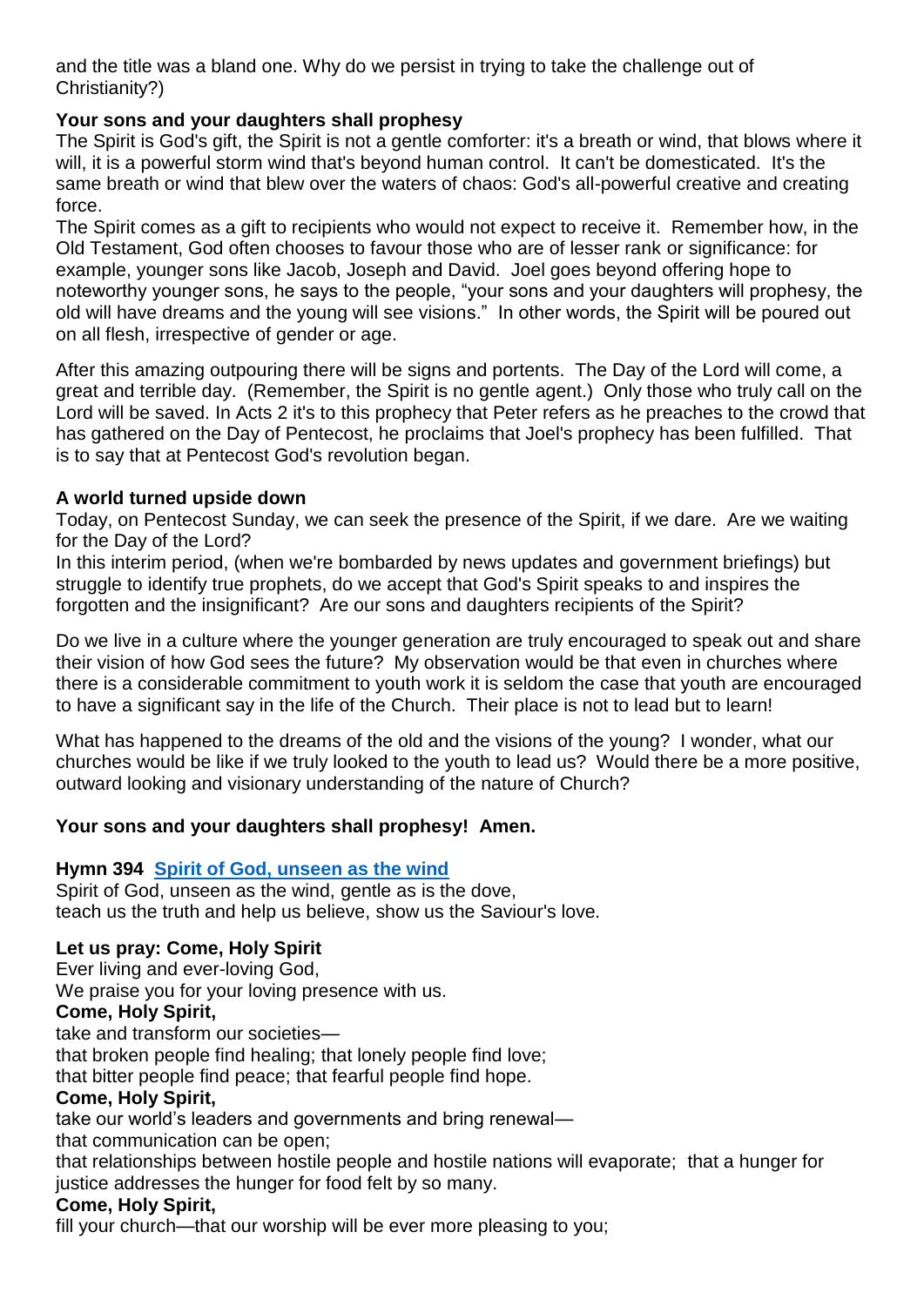and the title was a bland one. Why do we persist in trying to take the challenge out of Christianity?)

**Your sons and your daughters shall prophesy**

The Spirit is God's gift, the Spirit is not a gentle comforter: it's a breath or wind, that blows where it will, it is a powerful storm wind that's beyond human control. It can't be domesticated. It's the same breath or wind that blew over the waters of chaos: God's all-powerful creative and creating force.

The Spirit comes as a gift to recipients who would not expect to receive it. Remember how, in the Old Testament, God often chooses to favour those who are of lesser rank or significance: for example, younger sons like Jacob, Joseph and David. Joel goes beyond offering hope to noteworthy younger sons, he says to the people, "your sons and your daughters will prophesy, the old will have dreams and the young will see visions." In other words, the Spirit will be poured out on all flesh, irrespective of gender or age.

After this amazing outpouring there will be signs and portents. The Day of the Lord will come, a great and terrible day. (Remember, the Spirit is no gentle agent.) Only those who truly call on the Lord will be saved. In Acts 2 it's to this prophecy that Peter refers as he preaches to the crowd that has gathered on the Day of Pentecost, he proclaims that Joel's prophecy has been fulfilled. That is to say that at Pentecost God's revolution began.

**A world turned upside down**

Today, on Pentecost Sunday, we can seek the presence of the Spirit, if we dare. Are we waiting for the Day of the Lord?

In this interim period, (when we're bombarded by news updates and government briefings) but struggle to identify true prophets, do we accept that God's Spirit speaks to and inspires the forgotten and the insignificant? Are our sons and daughters recipients of the Spirit?

Do we live in a culture where the younger generation are truly encouraged to speak out and share their vision of how God sees the future? My observation would be that even in churches where there is a considerable commitment to youth work it is seldom the case that youth are encouraged to have a significant say in the life of the Church. Their place is not to lead but to learn!

What has happened to the dreams of the old and the visions of the young? I wonder, what our churches would be like if we truly looked to the youth to lead us? Would there be a more positive, outward looking and visionary understanding of the nature of Church?

**Your sons and your daughters shall prophesy! Amen.**

**Hymn 394 Spirit of God, unseen as the wind**

Spirit of God, unseen as the wind, gentle as is the dove,
teach us the truth and help us believe, show us the Saviour's love.

**Let us pray: Come, Holy Spirit**

Ever living and ever-loving God,
We praise you for your loving presence with us.

**Come, Holy Spirit,**

take and transform our societies—
that broken people find healing; that lonely people find love;
that bitter people find peace; that fearful people find hope.

**Come, Holy Spirit,**

take our world's leaders and governments and bring renewal—
that communication can be open;
that relationships between hostile people and hostile nations will evaporate; that a hunger for justice addresses the hunger for food felt by so many.

**Come, Holy Spirit,**

fill your church—that our worship will be ever more pleasing to you;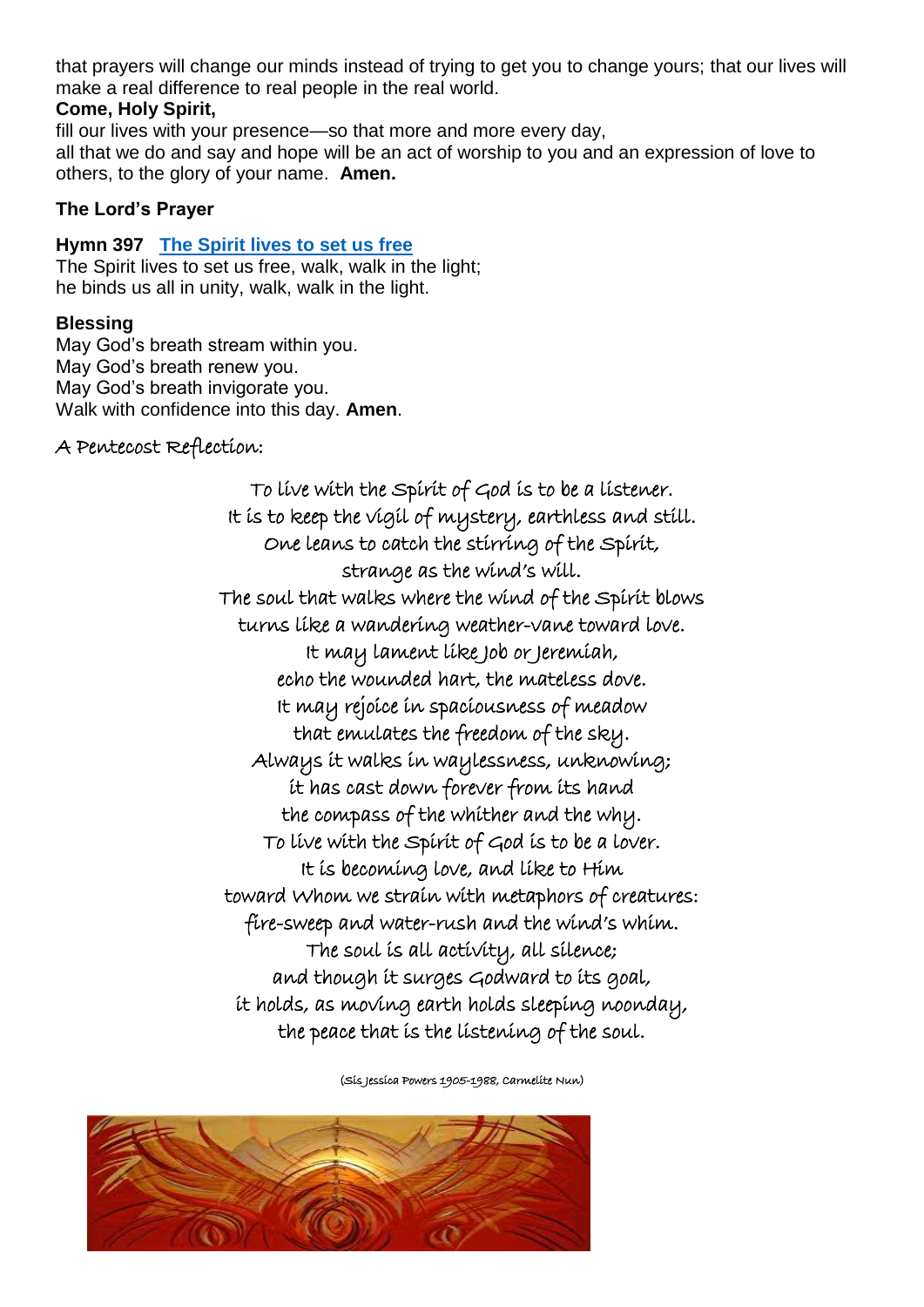that prayers will change our minds instead of trying to get you to change yours; that our lives will make a real difference to real people in the real world.

**Come, Holy Spirit,**
fill our lives with your presence—so that more and more every day,
all that we do and say and hope will be an act of worship to you and an expression of love to others, to the glory of your name. **Amen.**

**The Lord's Prayer**

**Hymn 397 The Spirit lives to set us free**
The Spirit lives to set us free, walk, walk in the light;
he binds us all in unity, walk, walk in the light.

**Blessing**
May God's breath stream within you.
May God's breath renew you.
May God's breath invigorate you.
Walk with confidence into this day. **Amen**.

A Pentecost Reflection:

To live with the Spirit of God is to be a listener.
It is to keep the vigil of mystery, earthless and still.
One leans to catch the stirring of the Spirit,
strange as the wind's will.
The soul that walks where the wind of the Spirit blows
turns like a wandering weather-vane toward love.
It may lament like Job or Jeremiah,
echo the wounded hart, the mateless dove.
It may rejoice in spaciousness of meadow
that emulates the freedom of the sky.
Always it walks in waylessness, unknowing;
it has cast down forever from its hand
the compass of the whither and the why.
To live with the Spirit of God is to be a lover.
It is becoming love, and like to Him
toward Whom we strain with metaphors of creatures:
fire-sweep and water-rush and the wind's whim.
The soul is all activity, all silence;
and though it surges Godward to its goal,
it holds, as moving earth holds sleeping noonday,
the peace that is the listening of the soul.

(Sis Jessica Powers 1905-1988, Carmelite Nun)